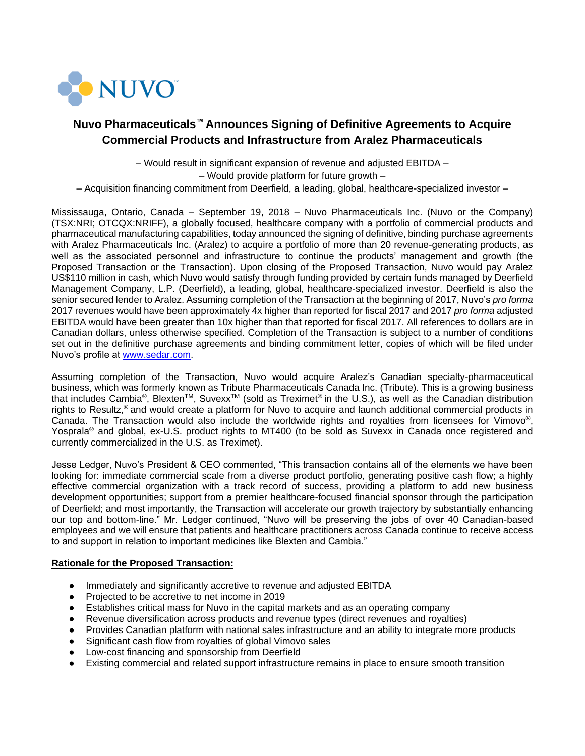NUVO™

# Nuvo Pharmaceuticals™ Announces Signing of Definitive Agreements to Acquire Commercial Products and Infrastructure from Aralez Pharmaceuticals

– Would result in significant expansion of revenue and adjusted EBITDA –

– Would provide platform for future growth –

– Acquisition financing commitment from Deerfield, a leading, global, healthcare-specialized investor –

Mississauga, Ontario, Canada – September 19, 2018 – Nuvo Pharmaceuticals Inc. (Nuvo or the Company) (TSX:NRI; OTCQX:NRIFF), a globally focused, healthcare company with a portfolio of commercial products and pharmaceutical manufacturing capabilities, today announced the signing of definitive, binding purchase agreements with Aralez Pharmaceuticals Inc. (Aralez) to acquire a portfolio of more than 20 revenue-generating products, as well as the associated personnel and infrastructure to continue the products' management and growth (the Proposed Transaction or the Transaction). Upon closing of the Proposed Transaction, Nuvo would pay Aralez US$110 million in cash, which Nuvo would satisfy through funding provided by certain funds managed by Deerfield Management Company, L.P. (Deerfield), a leading, global, healthcare-specialized investor. Deerfield is also the senior secured lender to Aralez. Assuming completion of the Transaction at the beginning of 2017, Nuvo's *pro forma* 2017 revenues would have been approximately 4x higher than reported for fiscal 2017 and 2017 *pro forma* adjusted EBITDA would have been greater than 10x higher than that reported for fiscal 2017. All references to dollars are in Canadian dollars, unless otherwise specified. Completion of the Transaction is subject to a number of conditions set out in the definitive purchase agreements and binding commitment letter, copies of which will be filed under Nuvo's profile at www.sedar.com.

Assuming completion of the Transaction, Nuvo would acquire Aralez's Canadian specialty-pharmaceutical business, which was formerly known as Tribute Pharmaceuticals Canada Inc. (Tribute). This is a growing business that includes Cambia®, Blexten™, Suvexx™ (sold as Treximet® in the U.S.), as well as the Canadian distribution rights to Resultz,® and would create a platform for Nuvo to acquire and launch additional commercial products in Canada. The Transaction would also include the worldwide rights and royalties from licensees for Vimovo®, Yosprala® and global, ex-U.S. product rights to MT400 (to be sold as Suvexx in Canada once registered and currently commercialized in the U.S. as Treximet).

Jesse Ledger, Nuvo's President & CEO commented, "This transaction contains all of the elements we have been looking for: immediate commercial scale from a diverse product portfolio, generating positive cash flow; a highly effective commercial organization with a track record of success, providing a platform to add new business development opportunities; support from a premier healthcare-focused financial sponsor through the participation of Deerfield; and most importantly, the Transaction will accelerate our growth trajectory by substantially enhancing our top and bottom-line." Mr. Ledger continued, "Nuvo will be preserving the jobs of over 40 Canadian-based employees and we will ensure that patients and healthcare practitioners across Canada continue to receive access to and support in relation to important medicines like Blexten and Cambia."

**Rationale for the Proposed Transaction:**

- Immediately and significantly accretive to revenue and adjusted EBITDA
- Projected to be accretive to net income in 2019
- Establishes critical mass for Nuvo in the capital markets and as an operating company
- Revenue diversification across products and revenue types (direct revenues and royalties)
- Provides Canadian platform with national sales infrastructure and an ability to integrate more products
- Significant cash flow from royalties of global Vimovo sales
- Low-cost financing and sponsorship from Deerfield
- Existing commercial and related support infrastructure remains in place to ensure smooth transition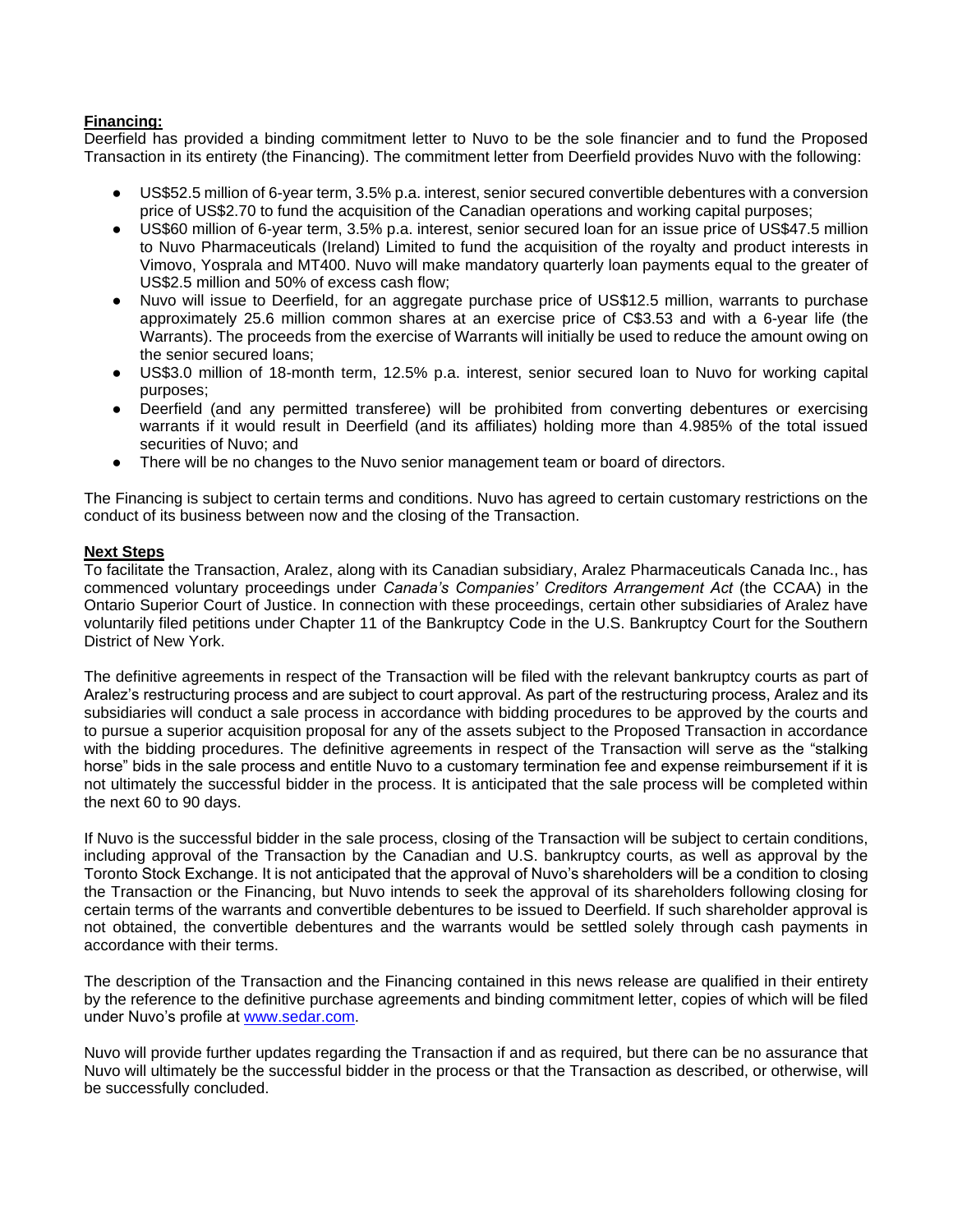**Financing:**

Deerfield has provided a binding commitment letter to Nuvo to be the sole financier and to fund the Proposed Transaction in its entirety (the Financing). The commitment letter from Deerfield provides Nuvo with the following:

- US$52.5 million of 6-year term, 3.5% p.a. interest, senior secured convertible debentures with a conversion price of US$2.70 to fund the acquisition of the Canadian operations and working capital purposes;
- US$60 million of 6-year term, 3.5% p.a. interest, senior secured loan for an issue price of US$47.5 million to Nuvo Pharmaceuticals (Ireland) Limited to fund the acquisition of the royalty and product interests in Vimovo, Yosprala and MT400. Nuvo will make mandatory quarterly loan payments equal to the greater of US$2.5 million and 50% of excess cash flow;
- Nuvo will issue to Deerfield, for an aggregate purchase price of US$12.5 million, warrants to purchase approximately 25.6 million common shares at an exercise price of C$3.53 and with a 6-year life (the Warrants). The proceeds from the exercise of Warrants will initially be used to reduce the amount owing on the senior secured loans;
- US$3.0 million of 18-month term, 12.5% p.a. interest, senior secured loan to Nuvo for working capital purposes;
- Deerfield (and any permitted transferee) will be prohibited from converting debentures or exercising warrants if it would result in Deerfield (and its affiliates) holding more than 4.985% of the total issued securities of Nuvo; and
- There will be no changes to the Nuvo senior management team or board of directors.

The Financing is subject to certain terms and conditions. Nuvo has agreed to certain customary restrictions on the conduct of its business between now and the closing of the Transaction.

**Next Steps**

To facilitate the Transaction, Aralez, along with its Canadian subsidiary, Aralez Pharmaceuticals Canada Inc., has commenced voluntary proceedings under *Canada's Companies' Creditors Arrangement Act* (the CCAA) in the Ontario Superior Court of Justice. In connection with these proceedings, certain other subsidiaries of Aralez have voluntarily filed petitions under Chapter 11 of the Bankruptcy Code in the U.S. Bankruptcy Court for the Southern District of New York.

The definitive agreements in respect of the Transaction will be filed with the relevant bankruptcy courts as part of Aralez's restructuring process and are subject to court approval. As part of the restructuring process, Aralez and its subsidiaries will conduct a sale process in accordance with bidding procedures to be approved by the courts and to pursue a superior acquisition proposal for any of the assets subject to the Proposed Transaction in accordance with the bidding procedures. The definitive agreements in respect of the Transaction will serve as the "stalking horse" bids in the sale process and entitle Nuvo to a customary termination fee and expense reimbursement if it is not ultimately the successful bidder in the process. It is anticipated that the sale process will be completed within the next 60 to 90 days.

If Nuvo is the successful bidder in the sale process, closing of the Transaction will be subject to certain conditions, including approval of the Transaction by the Canadian and U.S. bankruptcy courts, as well as approval by the Toronto Stock Exchange. It is not anticipated that the approval of Nuvo's shareholders will be a condition to closing the Transaction or the Financing, but Nuvo intends to seek the approval of its shareholders following closing for certain terms of the warrants and convertible debentures to be issued to Deerfield. If such shareholder approval is not obtained, the convertible debentures and the warrants would be settled solely through cash payments in accordance with their terms.

The description of the Transaction and the Financing contained in this news release are qualified in their entirety by the reference to the definitive purchase agreements and binding commitment letter, copies of which will be filed under Nuvo's profile at www.sedar.com.

Nuvo will provide further updates regarding the Transaction if and as required, but there can be no assurance that Nuvo will ultimately be the successful bidder in the process or that the Transaction as described, or otherwise, will be successfully concluded.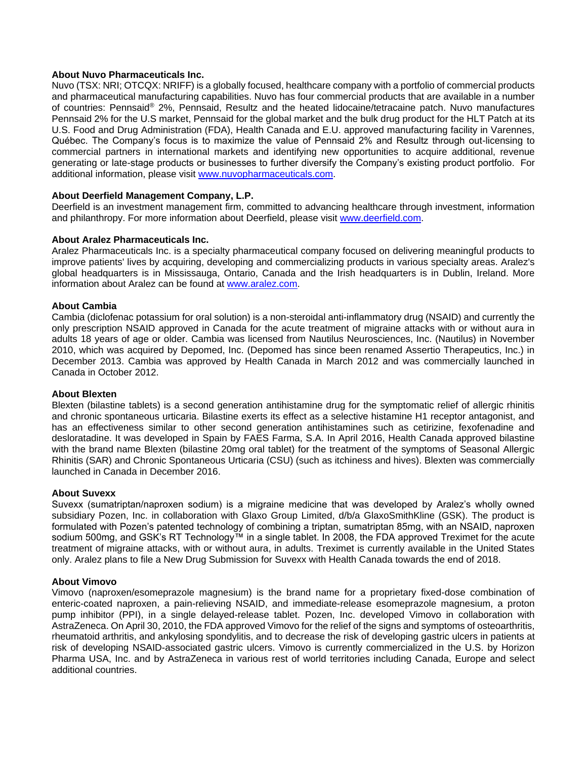**About Nuvo Pharmaceuticals Inc.**

Nuvo (TSX: NRI; OTCQX: NRIFF) is a globally focused, healthcare company with a portfolio of commercial products and pharmaceutical manufacturing capabilities. Nuvo has four commercial products that are available in a number of countries: Pennsaid® 2%, Pennsaid, Resultz and the heated lidocaine/tetracaine patch. Nuvo manufactures Pennsaid 2% for the U.S market, Pennsaid for the global market and the bulk drug product for the HLT Patch at its U.S. Food and Drug Administration (FDA), Health Canada and E.U. approved manufacturing facility in Varennes, Québec. The Company's focus is to maximize the value of Pennsaid 2% and Resultz through out-licensing to commercial partners in international markets and identifying new opportunities to acquire additional, revenue generating or late-stage products or businesses to further diversify the Company's existing product portfolio. For additional information, please visit www.nuvopharmaceuticals.com.

**About Deerfield Management Company, L.P.**

Deerfield is an investment management firm, committed to advancing healthcare through investment, information and philanthropy. For more information about Deerfield, please visit www.deerfield.com.

**About Aralez Pharmaceuticals Inc.**

Aralez Pharmaceuticals Inc. is a specialty pharmaceutical company focused on delivering meaningful products to improve patients' lives by acquiring, developing and commercializing products in various specialty areas. Aralez's global headquarters is in Mississauga, Ontario, Canada and the Irish headquarters is in Dublin, Ireland. More information about Aralez can be found at www.aralez.com.

**About Cambia**

Cambia (diclofenac potassium for oral solution) is a non-steroidal anti-inflammatory drug (NSAID) and currently the only prescription NSAID approved in Canada for the acute treatment of migraine attacks with or without aura in adults 18 years of age or older. Cambia was licensed from Nautilus Neurosciences, Inc. (Nautilus) in November 2010, which was acquired by Depomed, Inc. (Depomed has since been renamed Assertio Therapeutics, Inc.) in December 2013. Cambia was approved by Health Canada in March 2012 and was commercially launched in Canada in October 2012.

**About Blexten**

Blexten (bilastine tablets) is a second generation antihistamine drug for the symptomatic relief of allergic rhinitis and chronic spontaneous urticaria. Bilastine exerts its effect as a selective histamine H1 receptor antagonist, and has an effectiveness similar to other second generation antihistamines such as cetirizine, fexofenadine and desloratadine. It was developed in Spain by FAES Farma, S.A. In April 2016, Health Canada approved bilastine with the brand name Blexten (bilastine 20mg oral tablet) for the treatment of the symptoms of Seasonal Allergic Rhinitis (SAR) and Chronic Spontaneous Urticaria (CSU) (such as itchiness and hives). Blexten was commercially launched in Canada in December 2016.

**About Suvexx**

Suvexx (sumatriptan/naproxen sodium) is a migraine medicine that was developed by Aralez's wholly owned subsidiary Pozen, Inc. in collaboration with Glaxo Group Limited, d/b/a GlaxoSmithKline (GSK). The product is formulated with Pozen's patented technology of combining a triptan, sumatriptan 85mg, with an NSAID, naproxen sodium 500mg, and GSK's RT Technology™ in a single tablet. In 2008, the FDA approved Treximet for the acute treatment of migraine attacks, with or without aura, in adults. Treximet is currently available in the United States only. Aralez plans to file a New Drug Submission for Suvexx with Health Canada towards the end of 2018.

**About Vimovo**

Vimovo (naproxen/esomeprazole magnesium) is the brand name for a proprietary fixed-dose combination of enteric-coated naproxen, a pain-relieving NSAID, and immediate-release esomeprazole magnesium, a proton pump inhibitor (PPI), in a single delayed-release tablet. Pozen, Inc. developed Vimovo in collaboration with AstraZeneca. On April 30, 2010, the FDA approved Vimovo for the relief of the signs and symptoms of osteoarthritis, rheumatoid arthritis, and ankylosing spondylitis, and to decrease the risk of developing gastric ulcers in patients at risk of developing NSAID-associated gastric ulcers. Vimovo is currently commercialized in the U.S. by Horizon Pharma USA, Inc. and by AstraZeneca in various rest of world territories including Canada, Europe and select additional countries.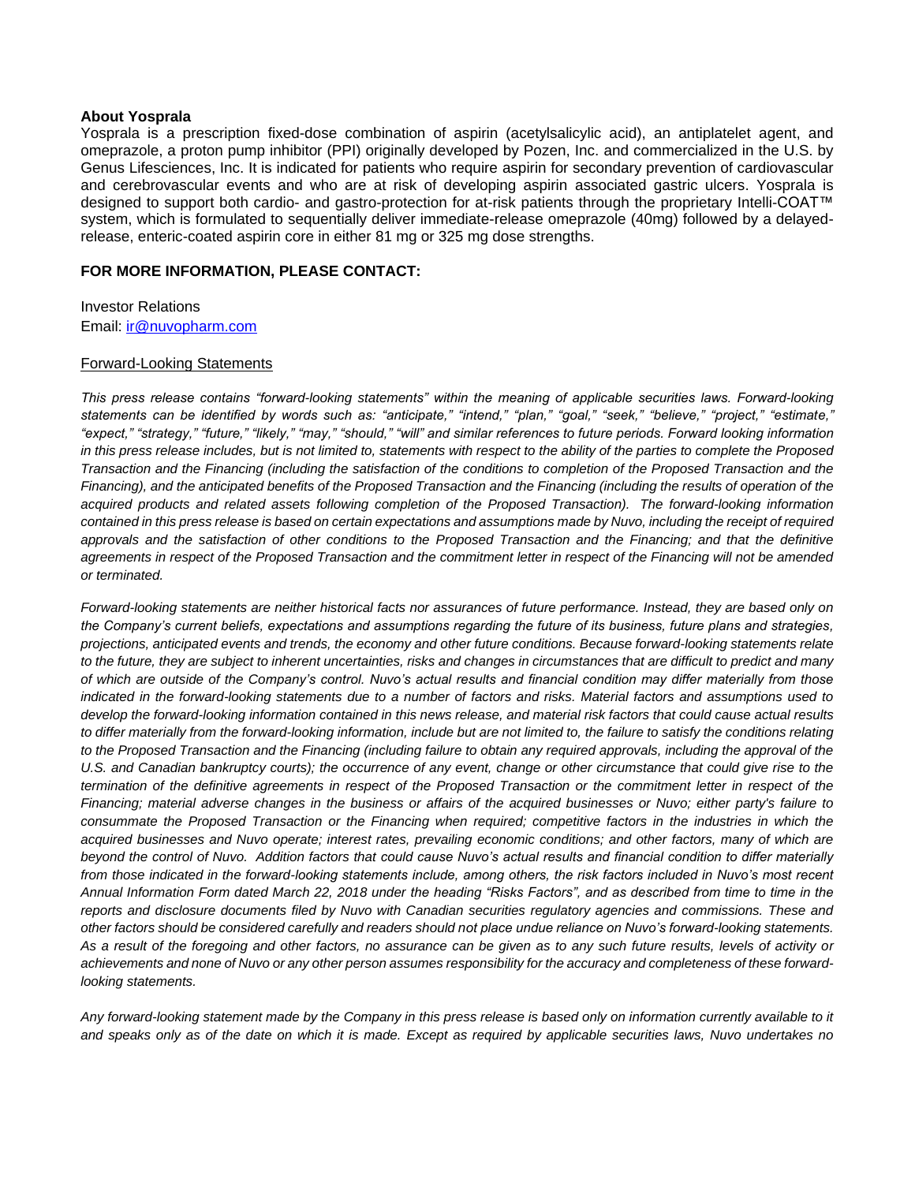**About Yosprala**

Yosprala is a prescription fixed-dose combination of aspirin (acetylsalicylic acid), an antiplatelet agent, and omeprazole, a proton pump inhibitor (PPI) originally developed by Pozen, Inc. and commercialized in the U.S. by Genus Lifesciences, Inc. It is indicated for patients who require aspirin for secondary prevention of cardiovascular and cerebrovascular events and who are at risk of developing aspirin associated gastric ulcers. Yosprala is designed to support both cardio- and gastro-protection for at-risk patients through the proprietary Intelli-COAT™ system, which is formulated to sequentially deliver immediate-release omeprazole (40mg) followed by a delayed-release, enteric-coated aspirin core in either 81 mg or 325 mg dose strengths.

**FOR MORE INFORMATION, PLEASE CONTACT:**

Investor Relations
Email: ir@nuvopharm.com

Forward-Looking Statements

*This press release contains "forward-looking statements" within the meaning of applicable securities laws. Forward-looking statements can be identified by words such as: "anticipate," "intend," "plan," "goal," "seek," "believe," "project," "estimate," "expect," "strategy," "future," "likely," "may," "should," "will" and similar references to future periods. Forward looking information in this press release includes, but is not limited to, statements with respect to the ability of the parties to complete the Proposed Transaction and the Financing (including the satisfaction of the conditions to completion of the Proposed Transaction and the Financing), and the anticipated benefits of the Proposed Transaction and the Financing (including the results of operation of the acquired products and related assets following completion of the Proposed Transaction). The forward-looking information contained in this press release is based on certain expectations and assumptions made by Nuvo, including the receipt of required approvals and the satisfaction of other conditions to the Proposed Transaction and the Financing; and that the definitive agreements in respect of the Proposed Transaction and the commitment letter in respect of the Financing will not be amended or terminated.*

*Forward-looking statements are neither historical facts nor assurances of future performance. Instead, they are based only on the Company's current beliefs, expectations and assumptions regarding the future of its business, future plans and strategies, projections, anticipated events and trends, the economy and other future conditions. Because forward-looking statements relate to the future, they are subject to inherent uncertainties, risks and changes in circumstances that are difficult to predict and many of which are outside of the Company's control. Nuvo's actual results and financial condition may differ materially from those indicated in the forward-looking statements due to a number of factors and risks. Material factors and assumptions used to develop the forward-looking information contained in this news release, and material risk factors that could cause actual results to differ materially from the forward-looking information, include but are not limited to, the failure to satisfy the conditions relating to the Proposed Transaction and the Financing (including failure to obtain any required approvals, including the approval of the U.S. and Canadian bankruptcy courts); the occurrence of any event, change or other circumstance that could give rise to the termination of the definitive agreements in respect of the Proposed Transaction or the commitment letter in respect of the Financing; material adverse changes in the business or affairs of the acquired businesses or Nuvo; either party's failure to consummate the Proposed Transaction or the Financing when required; competitive factors in the industries in which the acquired businesses and Nuvo operate; interest rates, prevailing economic conditions; and other factors, many of which are beyond the control of Nuvo. Addition factors that could cause Nuvo's actual results and financial condition to differ materially from those indicated in the forward-looking statements include, among others, the risk factors included in Nuvo's most recent Annual Information Form dated March 22, 2018 under the heading "Risks Factors", and as described from time to time in the reports and disclosure documents filed by Nuvo with Canadian securities regulatory agencies and commissions. These and other factors should be considered carefully and readers should not place undue reliance on Nuvo's forward-looking statements. As a result of the foregoing and other factors, no assurance can be given as to any such future results, levels of activity or achievements and none of Nuvo or any other person assumes responsibility for the accuracy and completeness of these forward-looking statements.*

*Any forward-looking statement made by the Company in this press release is based only on information currently available to it and speaks only as of the date on which it is made. Except as required by applicable securities laws, Nuvo undertakes no*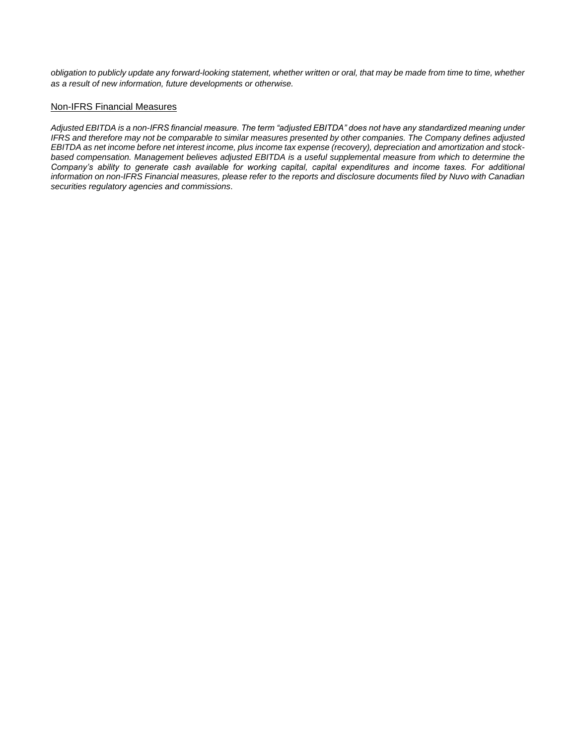*obligation to publicly update any forward-looking statement, whether written or oral, that may be made from time to time, whether as a result of new information, future developments or otherwise.*

## Non-IFRS Financial Measures

*Adjusted EBITDA is a non-IFRS financial measure. The term "adjusted EBITDA" does not have any standardized meaning under IFRS and therefore may not be comparable to similar measures presented by other companies. The Company defines adjusted EBITDA as net income before net interest income, plus income tax expense (recovery), depreciation and amortization and stock-based compensation. Management believes adjusted EBITDA is a useful supplemental measure from which to determine the Company's ability to generate cash available for working capital, capital expenditures and income taxes. For additional information on non-IFRS Financial measures, please refer to the reports and disclosure documents filed by Nuvo with Canadian securities regulatory agencies and commissions*.